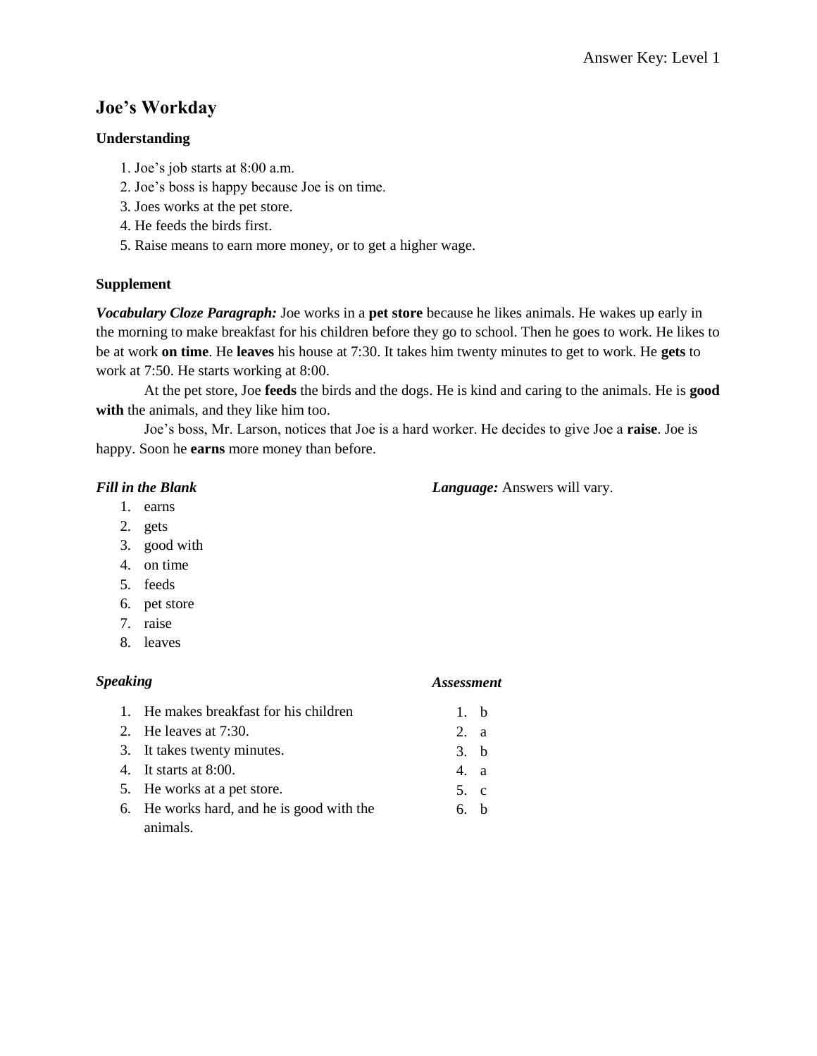Answer Key: Level 1

# Joe's Workday

### Understanding

1. Joe's job starts at 8:00 a.m.
2. Joe's boss is happy because Joe is on time.
3. Joes works at the pet store.
4. He feeds the birds first.
5. Raise means to earn more money, or to get a higher wage.

### Supplement

***Vocabulary Cloze Paragraph:*** Joe works in a **pet store** because he likes animals. He wakes up early in the morning to make breakfast for his children before they go to school. Then he goes to work. He likes to be at work **on time**. He **leaves** his house at 7:30. It takes him twenty minutes to get to work. He **gets** to work at 7:50. He starts working at 8:00.

At the pet store, Joe **feeds** the birds and the dogs. He is kind and caring to the animals. He is **good with** the animals, and they like him too.

Joe's boss, Mr. Larson, notices that Joe is a hard worker. He decides to give Joe a **raise**. Joe is happy. Soon he **earns** more money than before.

***Fill in the Blank***

1. earns
2. gets
3. good with
4. on time
5. feeds
6. pet store
7. raise
8. leaves

***Language:*** Answers will vary.

***Speaking***

1. He makes breakfast for his children
2. He leaves at 7:30.
3. It takes twenty minutes.
4. It starts at 8:00.
5. He works at a pet store.
6. He works hard, and he is good with the animals.

***Assessment***

1. b
2. a
3. b
4. a
5. c
6. b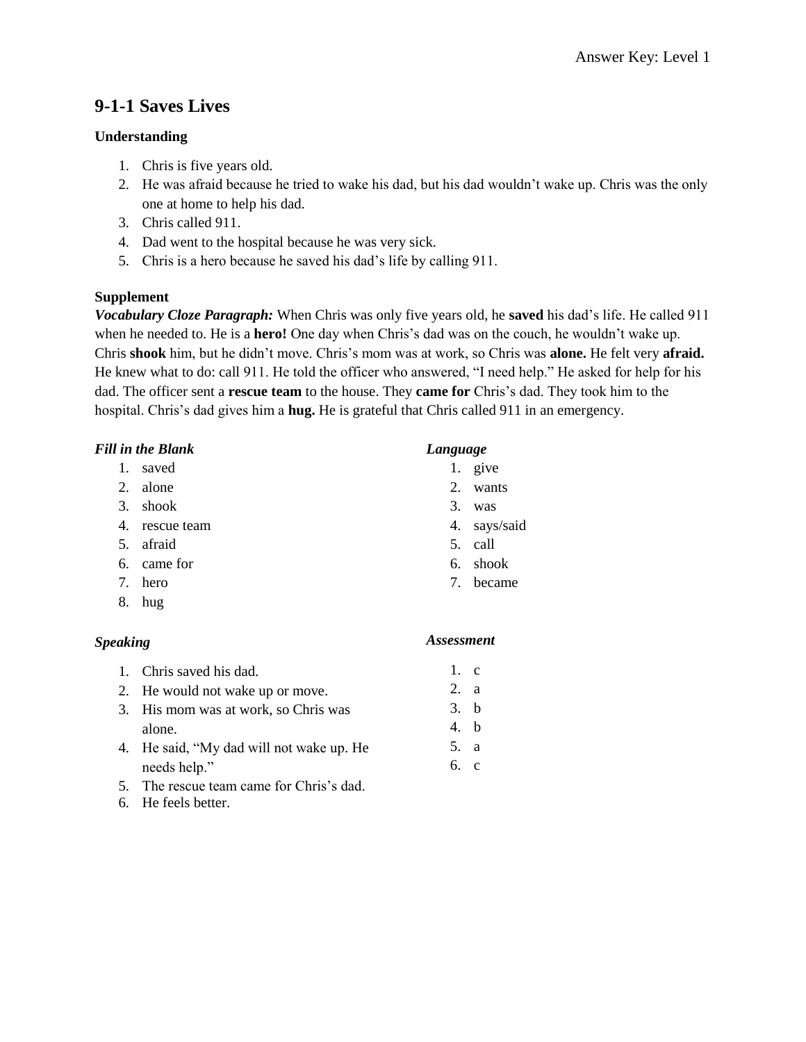# 9-1-1 Saves Lives

### Understanding

1. Chris is five years old.
2. He was afraid because he tried to wake his dad, but his dad wouldn't wake up. Chris was the only one at home to help his dad.
3. Chris called 911.
4. Dad went to the hospital because he was very sick.
5. Chris is a hero because he saved his dad's life by calling 911.

### Supplement

***Vocabulary Cloze Paragraph:*** When Chris was only five years old, he **saved** his dad's life. He called 911 when he needed to. He is a **hero!** One day when Chris's dad was on the couch, he wouldn't wake up. Chris **shook** him, but he didn't move. Chris's mom was at work, so Chris was **alone.** He felt very **afraid.** He knew what to do: call 911. He told the officer who answered, "I need help." He asked for help for his dad. The officer sent a **rescue team** to the house. They **came for** Chris's dad. They took him to the hospital. Chris's dad gives him a **hug.** He is grateful that Chris called 911 in an emergency.

***Fill in the Blank***

1. saved
2. alone
3. shook
4. rescue team
5. afraid
6. came for
7. hero
8. hug

***Language***

1. give
2. wants
3. was
4. says/said
5. call
6. shook
7. became

***Speaking***

1. Chris saved his dad.
2. He would not wake up or move.
3. His mom was at work, so Chris was alone.
4. He said, "My dad will not wake up. He needs help."
5. The rescue team came for Chris's dad.
6. He feels better.

***Assessment***

1. c
2. a
3. b
4. b
5. a
6. c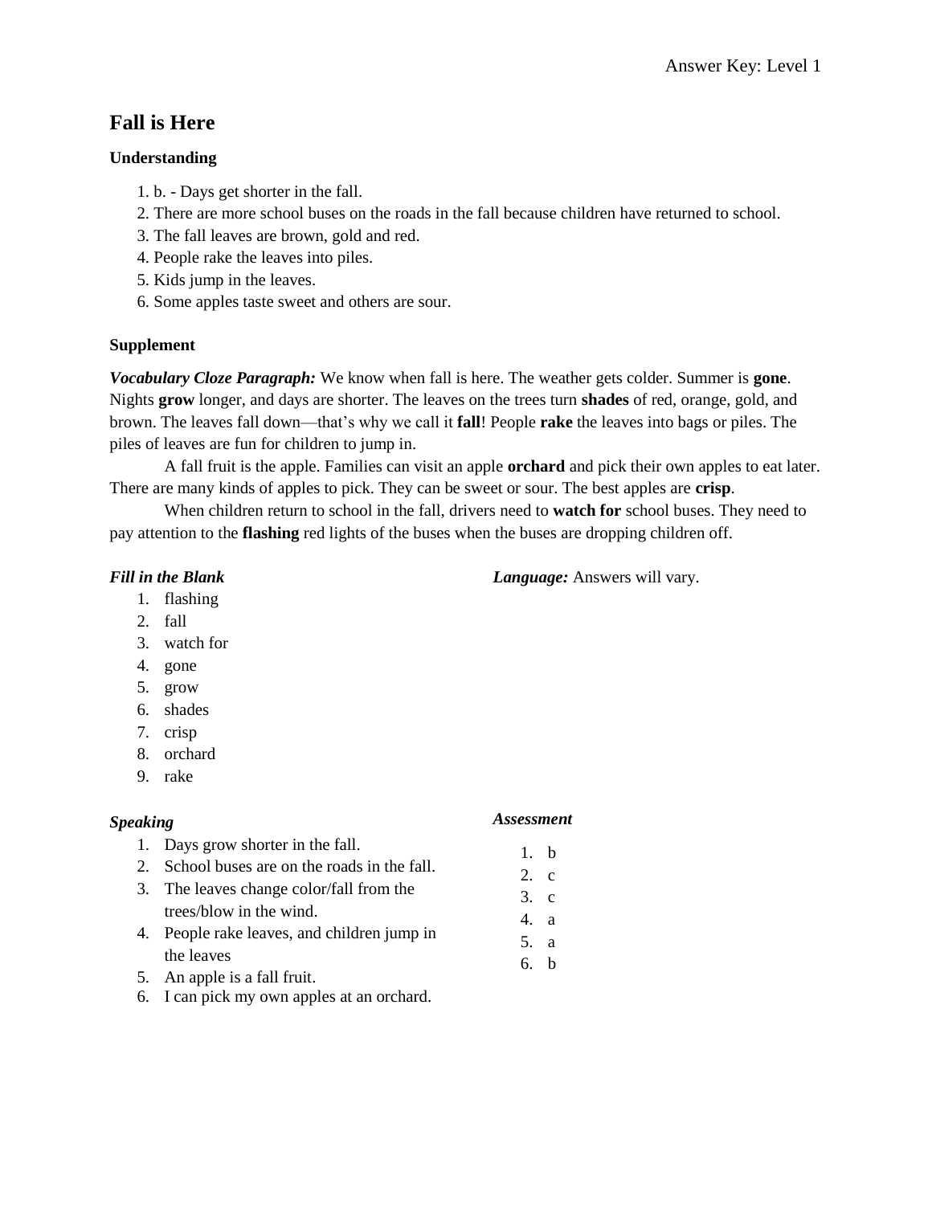# Fall is Here

### Understanding

1. b. - Days get shorter in the fall.
2. There are more school buses on the roads in the fall because children have returned to school.
3. The fall leaves are brown, gold and red.
4. People rake the leaves into piles.
5. Kids jump in the leaves.
6. Some apples taste sweet and others are sour.

### Supplement

***Vocabulary Cloze Paragraph:*** We know when fall is here. The weather gets colder. Summer is **gone**. Nights **grow** longer, and days are shorter. The leaves on the trees turn **shades** of red, orange, gold, and brown. The leaves fall down—that's why we call it **fall**! People **rake** the leaves into bags or piles. The piles of leaves are fun for children to jump in.

A fall fruit is the apple. Families can visit an apple **orchard** and pick their own apples to eat later. There are many kinds of apples to pick. They can be sweet or sour. The best apples are **crisp**.

When children return to school in the fall, drivers need to **watch for** school buses. They need to pay attention to the **flashing** red lights of the buses when the buses are dropping children off.

***Fill in the Blank***

1. flashing
2. fall
3. watch for
4. gone
5. grow
6. shades
7. crisp
8. orchard
9. rake

***Language:*** Answers will vary.

***Speaking***

1. Days grow shorter in the fall.
2. School buses are on the roads in the fall.
3. The leaves change color/fall from the trees/blow in the wind.
4. People rake leaves, and children jump in the leaves
5. An apple is a fall fruit.
6. I can pick my own apples at an orchard.

***Assessment***

1. b
2. c
3. c
4. a
5. a
6. b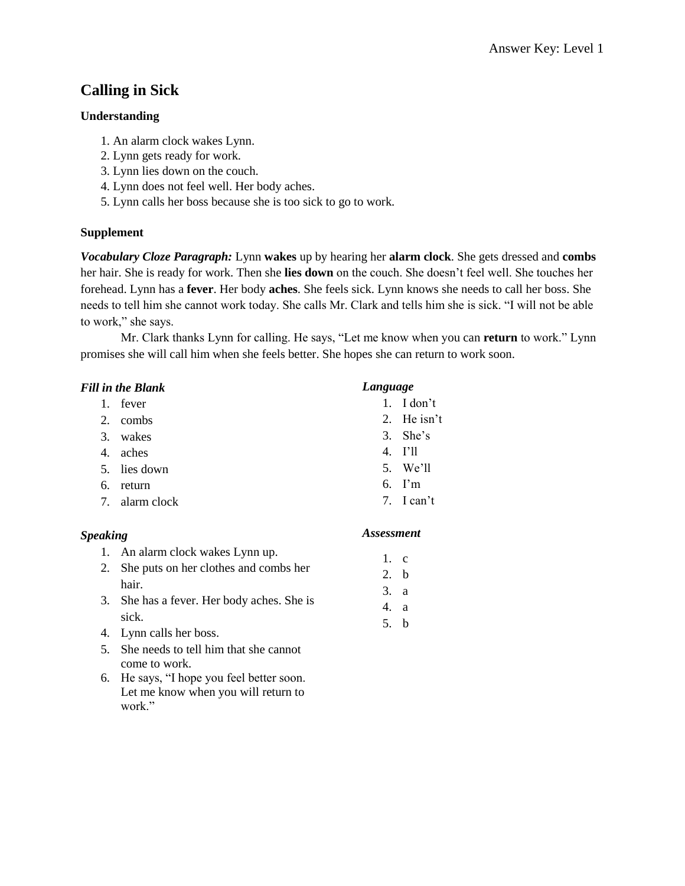# Calling in Sick

### Understanding

1. An alarm clock wakes Lynn.
2. Lynn gets ready for work.
3. Lynn lies down on the couch.
4. Lynn does not feel well. Her body aches.
5. Lynn calls her boss because she is too sick to go to work.

### Supplement

***Vocabulary Cloze Paragraph:*** Lynn **wakes** up by hearing her **alarm clock**. She gets dressed and **combs** her hair. She is ready for work. Then she **lies down** on the couch. She doesn't feel well. She touches her forehead. Lynn has a **fever**. Her body **aches**. She feels sick. Lynn knows she needs to call her boss. She needs to tell him she cannot work today. She calls Mr. Clark and tells him she is sick. "I will not be able to work," she says.

Mr. Clark thanks Lynn for calling. He says, "Let me know when you can **return** to work." Lynn promises she will call him when she feels better. She hopes she can return to work soon.

***Fill in the Blank***

1. fever
2. combs
3. wakes
4. aches
5. lies down
6. return
7. alarm clock

***Speaking***

1. An alarm clock wakes Lynn up.
2. She puts on her clothes and combs her hair.
3. She has a fever. Her body aches. She is sick.
4. Lynn calls her boss.
5. She needs to tell him that she cannot come to work.
6. He says, "I hope you feel better soon. Let me know when you will return to work."

***Language***

1. I don't
2. He isn't
3. She's
4. I'll
5. We'll
6. I'm
7. I can't

***Assessment***

1. c
2. b
3. a
4. a
5. b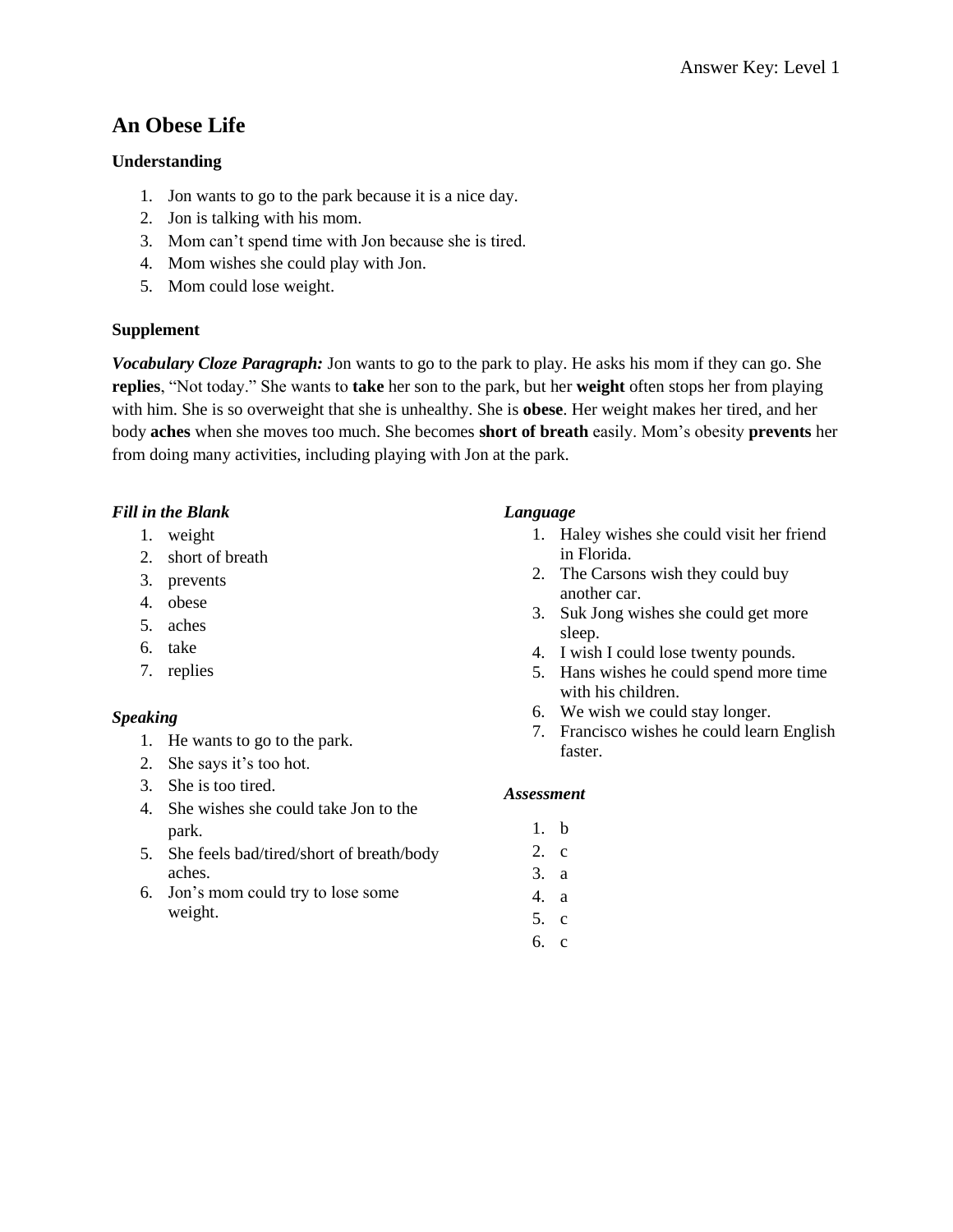# An Obese Life

### Understanding

1. Jon wants to go to the park because it is a nice day.
2. Jon is talking with his mom.
3. Mom can't spend time with Jon because she is tired.
4. Mom wishes she could play with Jon.
5. Mom could lose weight.

### Supplement

***Vocabulary Cloze Paragraph:*** Jon wants to go to the park to play. He asks his mom if they can go. She **replies**, "Not today." She wants to **take** her son to the park, but her **weight** often stops her from playing with him. She is so overweight that she is unhealthy. She is **obese**. Her weight makes her tired, and her body **aches** when she moves too much. She becomes **short of breath** easily. Mom's obesity **prevents** her from doing many activities, including playing with Jon at the park.

***Fill in the Blank***

1. weight
2. short of breath
3. prevents
4. obese
5. aches
6. take
7. replies

***Speaking***

1. He wants to go to the park.
2. She says it's too hot.
3. She is too tired.
4. She wishes she could take Jon to the park.
5. She feels bad/tired/short of breath/body aches.
6. Jon's mom could try to lose some weight.

***Language***

1. Haley wishes she could visit her friend in Florida.
2. The Carsons wish they could buy another car.
3. Suk Jong wishes she could get more sleep.
4. I wish I could lose twenty pounds.
5. Hans wishes he could spend more time with his children.
6. We wish we could stay longer.
7. Francisco wishes he could learn English faster.

***Assessment***

1. b
2. c
3. a
4. a
5. c
6. c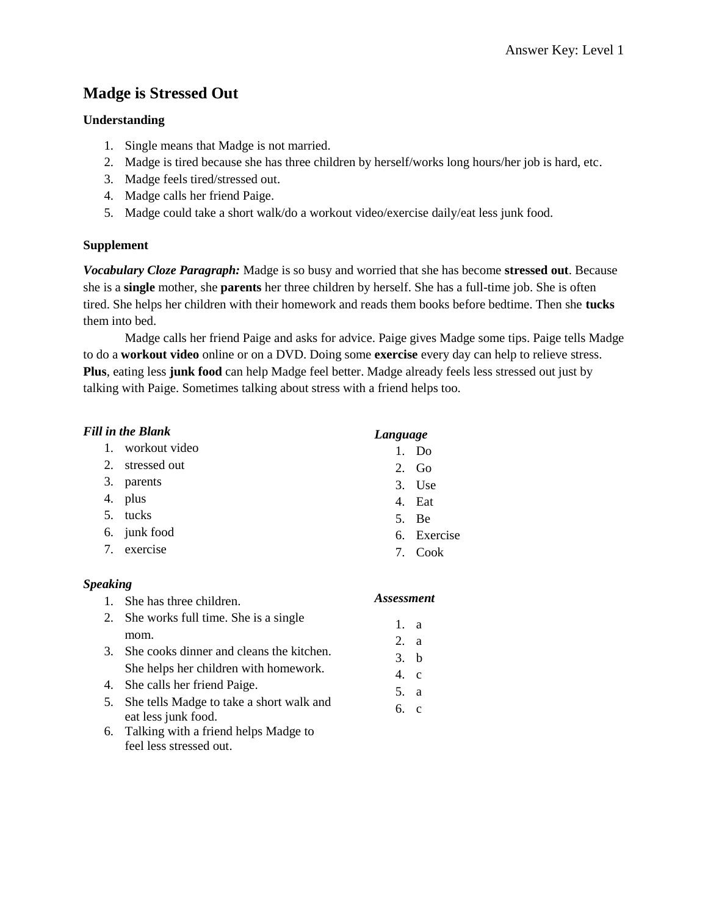# Madge is Stressed Out

### Understanding

1. Single means that Madge is not married.
2. Madge is tired because she has three children by herself/works long hours/her job is hard, etc.
3. Madge feels tired/stressed out.
4. Madge calls her friend Paige.
5. Madge could take a short walk/do a workout video/exercise daily/eat less junk food.

### Supplement

***Vocabulary Cloze Paragraph:*** Madge is so busy and worried that she has become **stressed out**. Because she is a **single** mother, she **parents** her three children by herself. She has a full-time job. She is often tired. She helps her children with their homework and reads them books before bedtime. Then she **tucks** them into bed.

Madge calls her friend Paige and asks for advice. Paige gives Madge some tips. Paige tells Madge to do a **workout video** online or on a DVD. Doing some **exercise** every day can help to relieve stress. **Plus**, eating less **junk food** can help Madge feel better. Madge already feels less stressed out just by talking with Paige. Sometimes talking about stress with a friend helps too.

***Fill in the Blank***

1. workout video
2. stressed out
3. parents
4. plus
5. tucks
6. junk food
7. exercise

***Speaking***

1. She has three children.
2. She works full time. She is a single mom.
3. She cooks dinner and cleans the kitchen. She helps her children with homework.
4. She calls her friend Paige.
5. She tells Madge to take a short walk and eat less junk food.
6. Talking with a friend helps Madge to feel less stressed out.

***Language***

1. Do
2. Go
3. Use
4. Eat
5. Be
6. Exercise
7. Cook

***Assessment***

1. a
2. a
3. b
4. c
5. a
6. c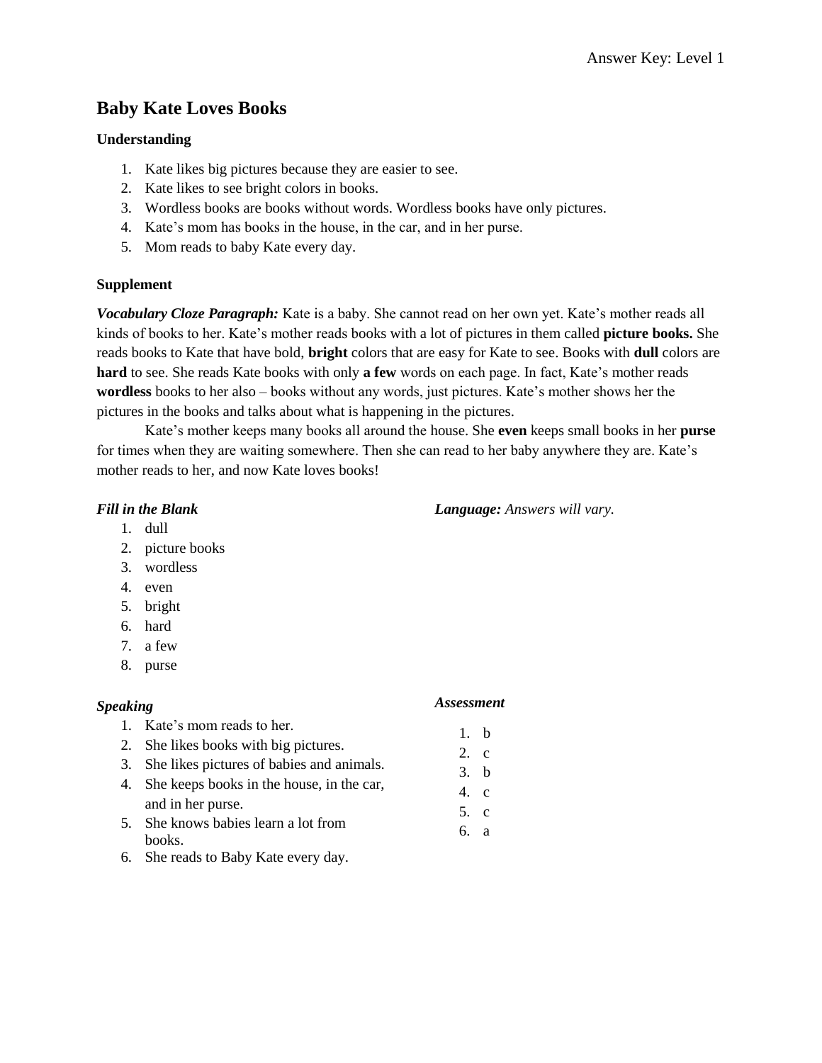# Baby Kate Loves Books

### Understanding

1. Kate likes big pictures because they are easier to see.
2. Kate likes to see bright colors in books.
3. Wordless books are books without words. Wordless books have only pictures.
4. Kate's mom has books in the house, in the car, and in her purse.
5. Mom reads to baby Kate every day.

### Supplement

***Vocabulary Cloze Paragraph:*** Kate is a baby. She cannot read on her own yet. Kate's mother reads all kinds of books to her. Kate's mother reads books with a lot of pictures in them called **picture books.** She reads books to Kate that have bold, **bright** colors that are easy for Kate to see. Books with **dull** colors are **hard** to see. She reads Kate books with only **a few** words on each page. In fact, Kate's mother reads **wordless** books to her also – books without any words, just pictures. Kate's mother shows her the pictures in the books and talks about what is happening in the pictures.

Kate's mother keeps many books all around the house. She **even** keeps small books in her **purse** for times when they are waiting somewhere. Then she can read to her baby anywhere they are. Kate's mother reads to her, and now Kate loves books!

***Fill in the Blank***

1. dull
2. picture books
3. wordless
4. even
5. bright
6. hard
7. a few
8. purse

***Language:*** *Answers will vary.*

***Speaking***

1. Kate's mom reads to her.
2. She likes books with big pictures.
3. She likes pictures of babies and animals.
4. She keeps books in the house, in the car, and in her purse.
5. She knows babies learn a lot from books.
6. She reads to Baby Kate every day.

***Assessment***

1. b
2. c
3. b
4. c
5. c
6. a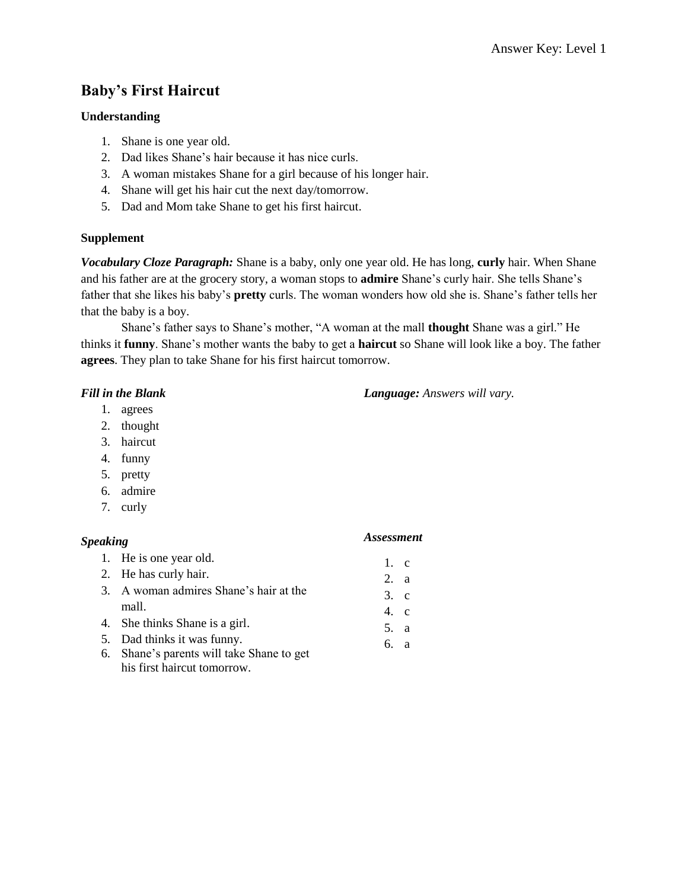# Baby's First Haircut

### Understanding

1. Shane is one year old.
2. Dad likes Shane's hair because it has nice curls.
3. A woman mistakes Shane for a girl because of his longer hair.
4. Shane will get his hair cut the next day/tomorrow.
5. Dad and Mom take Shane to get his first haircut.

### Supplement

***Vocabulary Cloze Paragraph:*** Shane is a baby, only one year old. He has long, **curly** hair. When Shane and his father are at the grocery story, a woman stops to **admire** Shane's curly hair. She tells Shane's father that she likes his baby's **pretty** curls. The woman wonders how old she is. Shane's father tells her that the baby is a boy.

Shane's father says to Shane's mother, "A woman at the mall **thought** Shane was a girl." He thinks it **funny**. Shane's mother wants the baby to get a **haircut** so Shane will look like a boy. The father **agrees**. They plan to take Shane for his first haircut tomorrow.

***Fill in the Blank***

1. agrees
2. thought
3. haircut
4. funny
5. pretty
6. admire
7. curly

***Language:*** *Answers will vary.*

***Speaking***

1. He is one year old.
2. He has curly hair.
3. A woman admires Shane's hair at the mall.
4. She thinks Shane is a girl.
5. Dad thinks it was funny.
6. Shane's parents will take Shane to get his first haircut tomorrow.

***Assessment***

1. c
2. a
3. c
4. c
5. a
6. a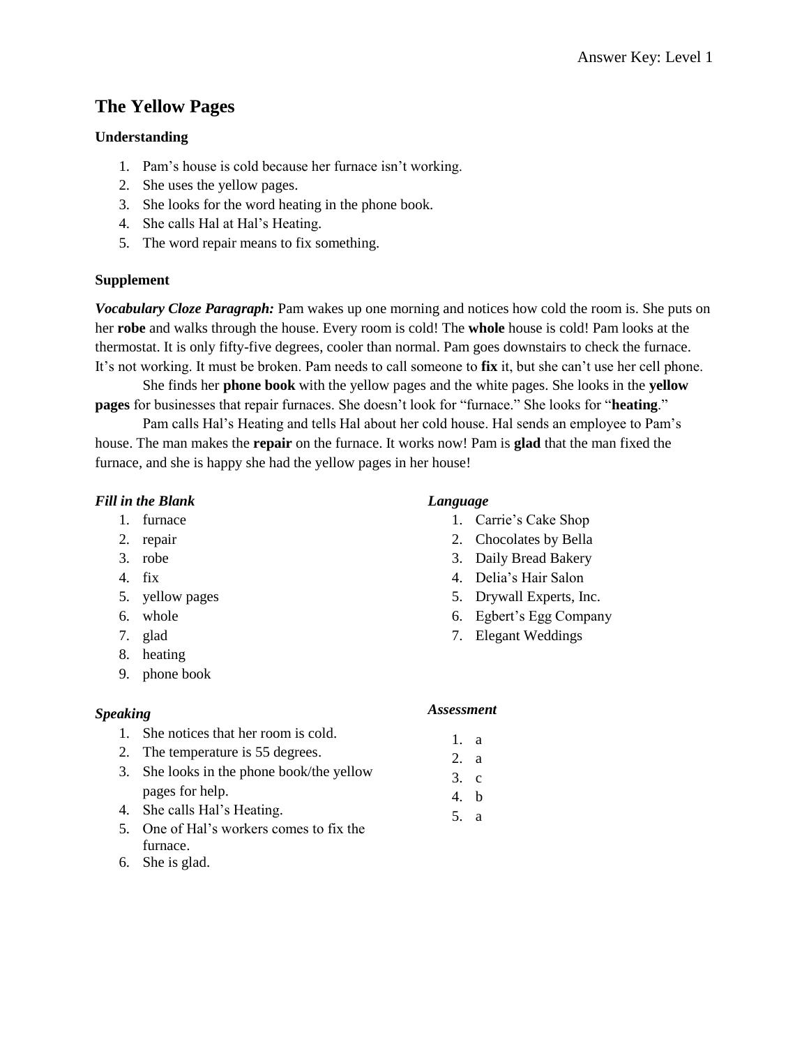# The Yellow Pages

### Understanding

1. Pam's house is cold because her furnace isn't working.
2. She uses the yellow pages.
3. She looks for the word heating in the phone book.
4. She calls Hal at Hal's Heating.
5. The word repair means to fix something.

### Supplement

***Vocabulary Cloze Paragraph:*** Pam wakes up one morning and notices how cold the room is. She puts on her **robe** and walks through the house. Every room is cold! The **whole** house is cold! Pam looks at the thermostat. It is only fifty-five degrees, cooler than normal. Pam goes downstairs to check the furnace. It's not working. It must be broken. Pam needs to call someone to **fix** it, but she can't use her cell phone.

She finds her **phone book** with the yellow pages and the white pages. She looks in the **yellow pages** for businesses that repair furnaces. She doesn't look for "furnace." She looks for "**heating**."

Pam calls Hal's Heating and tells Hal about her cold house. Hal sends an employee to Pam's house. The man makes the **repair** on the furnace. It works now! Pam is **glad** that the man fixed the furnace, and she is happy she had the yellow pages in her house!

***Fill in the Blank***

1. furnace
2. repair
3. robe
4. fix
5. yellow pages
6. whole
7. glad
8. heating
9. phone book

***Speaking***

1. She notices that her room is cold.
2. The temperature is 55 degrees.
3. She looks in the phone book/the yellow pages for help.
4. She calls Hal's Heating.
5. One of Hal's workers comes to fix the furnace.
6. She is glad.

***Language***

1. Carrie's Cake Shop
2. Chocolates by Bella
3. Daily Bread Bakery
4. Delia's Hair Salon
5. Drywall Experts, Inc.
6. Egbert's Egg Company
7. Elegant Weddings

***Assessment***

1. a
2. a
3. c
4. b
5. a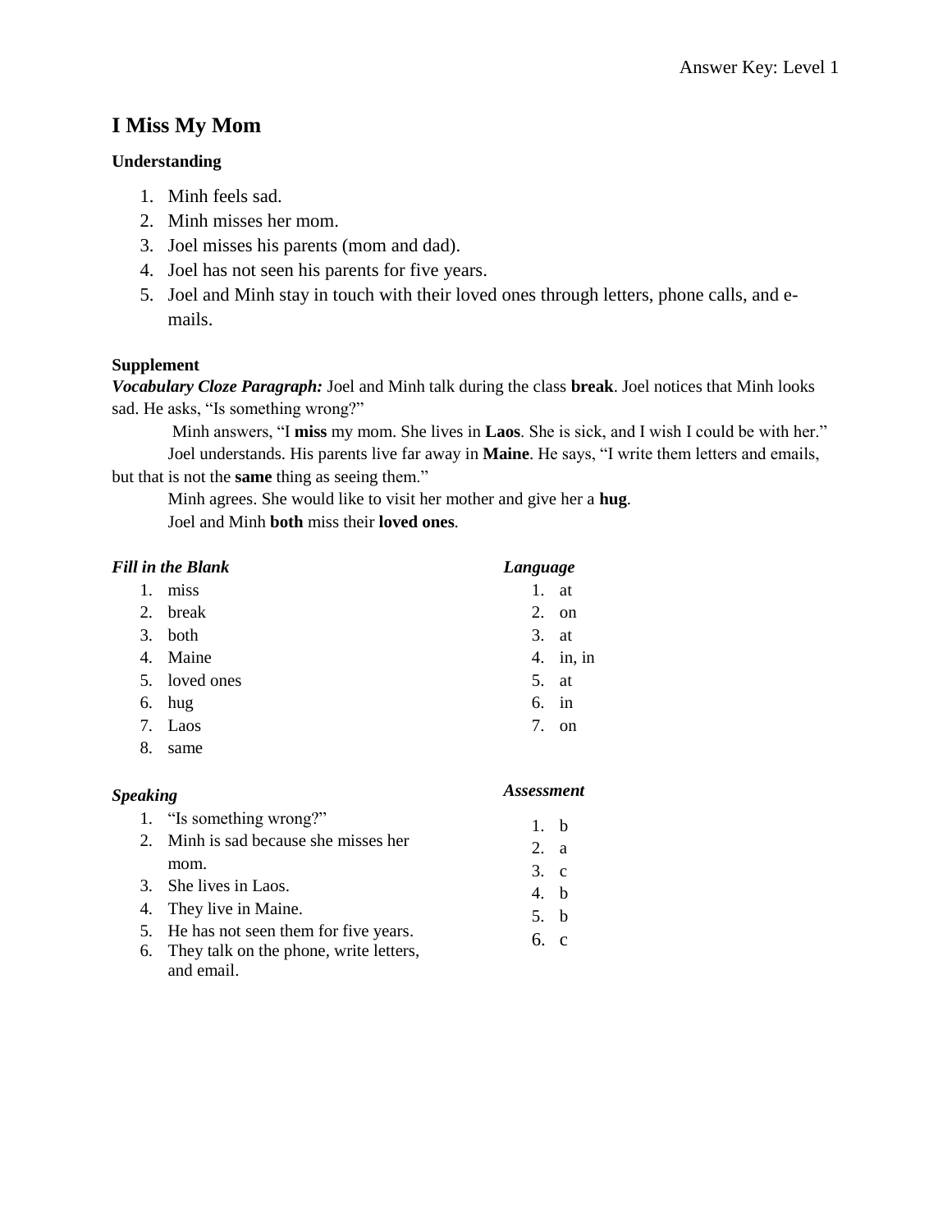# I Miss My Mom

### Understanding

1. Minh feels sad.
2. Minh misses her mom.
3. Joel misses his parents (mom and dad).
4. Joel has not seen his parents for five years.
5. Joel and Minh stay in touch with their loved ones through letters, phone calls, and e-mails.

### Supplement

***Vocabulary Cloze Paragraph:*** Joel and Minh talk during the class **break**. Joel notices that Minh looks sad. He asks, "Is something wrong?"

Minh answers, "I **miss** my mom. She lives in **Laos**. She is sick, and I wish I could be with her."

Joel understands. His parents live far away in **Maine**. He says, "I write them letters and emails, but that is not the **same** thing as seeing them."

Minh agrees. She would like to visit her mother and give her a **hug**.

Joel and Minh **both** miss their **loved ones**.

***Fill in the Blank***

1. miss
2. break
3. both
4. Maine
5. loved ones
6. hug
7. Laos
8. same

***Speaking***

1. "Is something wrong?"
2. Minh is sad because she misses her mom.
3. She lives in Laos.
4. They live in Maine.
5. He has not seen them for five years.
6. They talk on the phone, write letters, and email.

***Language***

1. at
2. on
3. at
4. in, in
5. at
6. in
7. on

***Assessment***

1. b
2. a
3. c
4. b
5. b
6. c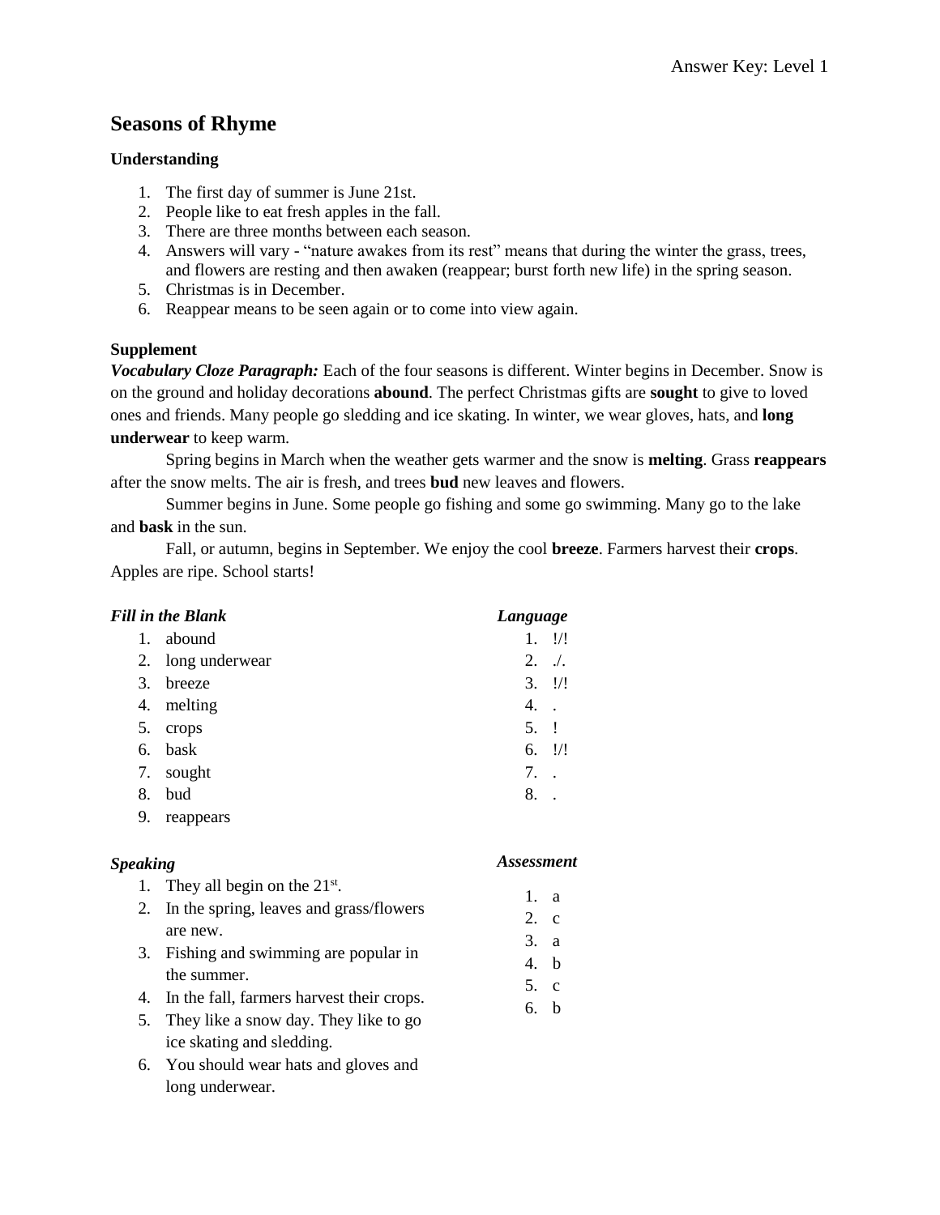# Seasons of Rhyme

### Understanding

1. The first day of summer is June 21st.
2. People like to eat fresh apples in the fall.
3. There are three months between each season.
4. Answers will vary - "nature awakes from its rest" means that during the winter the grass, trees, and flowers are resting and then awaken (reappear; burst forth new life) in the spring season.
5. Christmas is in December.
6. Reappear means to be seen again or to come into view again.

### Supplement

***Vocabulary Cloze Paragraph:*** Each of the four seasons is different. Winter begins in December. Snow is on the ground and holiday decorations **abound**. The perfect Christmas gifts are **sought** to give to loved ones and friends. Many people go sledding and ice skating. In winter, we wear gloves, hats, and **long underwear** to keep warm.

Spring begins in March when the weather gets warmer and the snow is **melting**. Grass **reappears** after the snow melts. The air is fresh, and trees **bud** new leaves and flowers.

Summer begins in June. Some people go fishing and some go swimming. Many go to the lake and **bask** in the sun.

Fall, or autumn, begins in September. We enjoy the cool **breeze**. Farmers harvest their **crops**. Apples are ripe. School starts!

***Fill in the Blank***

1. abound
2. long underwear
3. breeze
4. melting
5. crops
6. bask
7. sought
8. bud
9. reappears

***Language***

1. !/!
2. ./.
3. !/!
4. .
5. !
6. !/!
7. .
8. .

***Speaking***

1. They all begin on the 21st.
2. In the spring, leaves and grass/flowers are new.
3. Fishing and swimming are popular in the summer.
4. In the fall, farmers harvest their crops.
5. They like a snow day. They like to go ice skating and sledding.
6. You should wear hats and gloves and long underwear.

***Assessment***

1. a
2. c
3. a
4. b
5. c
6. b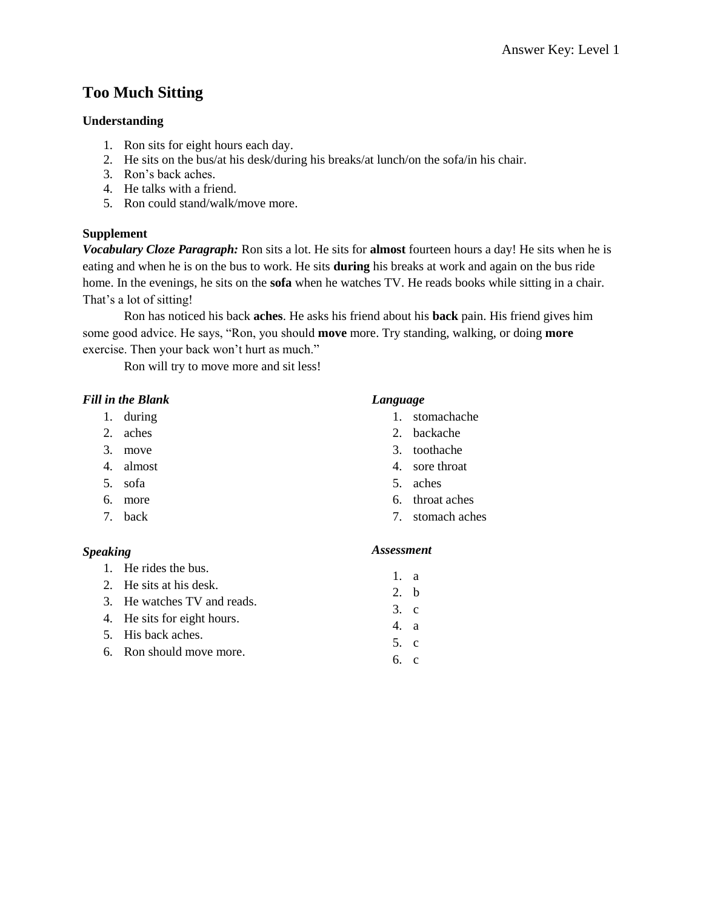# Too Much Sitting

### Understanding

1. Ron sits for eight hours each day.
2. He sits on the bus/at his desk/during his breaks/at lunch/on the sofa/in his chair.
3. Ron's back aches.
4. He talks with a friend.
5. Ron could stand/walk/move more.

### Supplement

***Vocabulary Cloze Paragraph:*** Ron sits a lot. He sits for **almost** fourteen hours a day! He sits when he is eating and when he is on the bus to work. He sits **during** his breaks at work and again on the bus ride home. In the evenings, he sits on the **sofa** when he watches TV. He reads books while sitting in a chair. That's a lot of sitting!

Ron has noticed his back **aches**. He asks his friend about his **back** pain. His friend gives him some good advice. He says, "Ron, you should **move** more. Try standing, walking, or doing **more** exercise. Then your back won't hurt as much."

Ron will try to move more and sit less!

***Fill in the Blank***

1. during
2. aches
3. move
4. almost
5. sofa
6. more
7. back

***Speaking***

1. He rides the bus.
2. He sits at his desk.
3. He watches TV and reads.
4. He sits for eight hours.
5. His back aches.
6. Ron should move more.

***Language***

1. stomachache
2. backache
3. toothache
4. sore throat
5. aches
6. throat aches
7. stomach aches

***Assessment***

1. a
2. b
3. c
4. a
5. c
6. c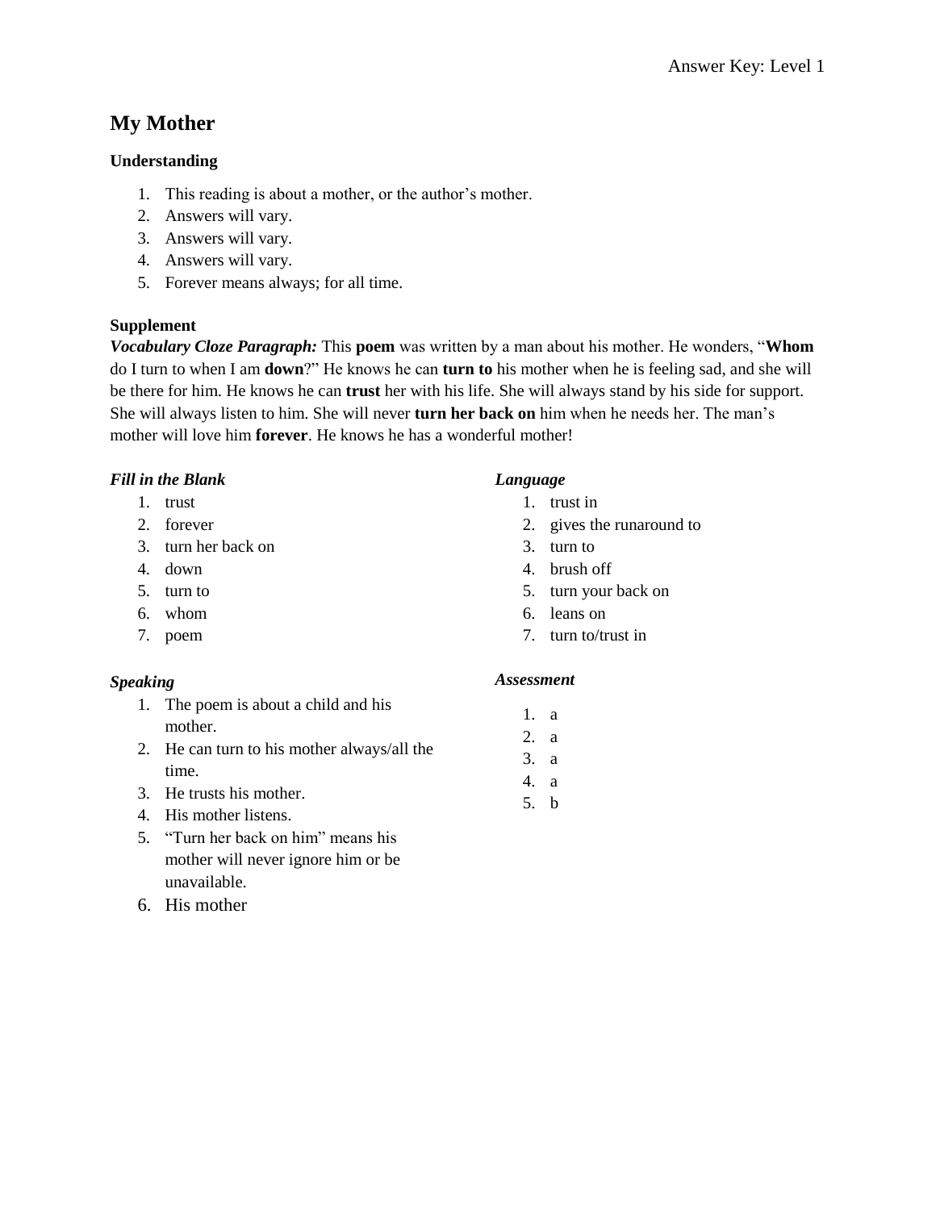# My Mother

### Understanding

1. This reading is about a mother, or the author's mother.
2. Answers will vary.
3. Answers will vary.
4. Answers will vary.
5. Forever means always; for all time.

### Supplement

***Vocabulary Cloze Paragraph:*** This **poem** was written by a man about his mother. He wonders, "**Whom** do I turn to when I am **down**?" He knows he can **turn to** his mother when he is feeling sad, and she will be there for him. He knows he can **trust** her with his life. She will always stand by his side for support. She will always listen to him. She will never **turn her back on** him when he needs her. The man's mother will love him **forever**. He knows he has a wonderful mother!

***Fill in the Blank***

1. trust
2. forever
3. turn her back on
4. down
5. turn to
6. whom
7. poem

***Speaking***

1. The poem is about a child and his mother.
2. He can turn to his mother always/all the time.
3. He trusts his mother.
4. His mother listens.
5. "Turn her back on him" means his mother will never ignore him or be unavailable.
6. His mother

***Language***

1. trust in
2. gives the runaround to
3. turn to
4. brush off
5. turn your back on
6. leans on
7. turn to/trust in

***Assessment***

1. a
2. a
3. a
4. a
5. b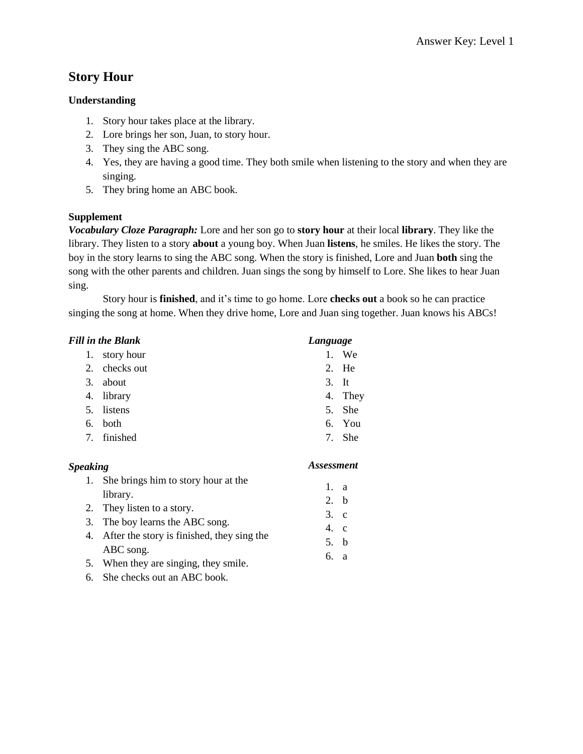## Story Hour

### Understanding

1. Story hour takes place at the library.
2. Lore brings her son, Juan, to story hour.
3. They sing the ABC song.
4. Yes, they are having a good time. They both smile when listening to the story and when they are singing.
5. They bring home an ABC book.

### Supplement

***Vocabulary Cloze Paragraph:*** Lore and her son go to **story hour** at their local **library**. They like the library. They listen to a story **about** a young boy. When Juan **listens**, he smiles. He likes the story. The boy in the story learns to sing the ABC song. When the story is finished, Lore and Juan **both** sing the song with the other parents and children. Juan sings the song by himself to Lore. She likes to hear Juan sing.

Story hour is **finished**, and it's time to go home. Lore **checks out** a book so he can practice singing the song at home. When they drive home, Lore and Juan sing together. Juan knows his ABCs!

***Fill in the Blank***

1. story hour
2. checks out
3. about
4. library
5. listens
6. both
7. finished

***Language***

1. We
2. He
3. It
4. They
5. She
6. You
7. She

***Speaking***

1. She brings him to story hour at the library.
2. They listen to a story.
3. The boy learns the ABC song.
4. After the story is finished, they sing the ABC song.
5. When they are singing, they smile.
6. She checks out an ABC book.

***Assessment***

1. a
2. b
3. c
4. c
5. b
6. a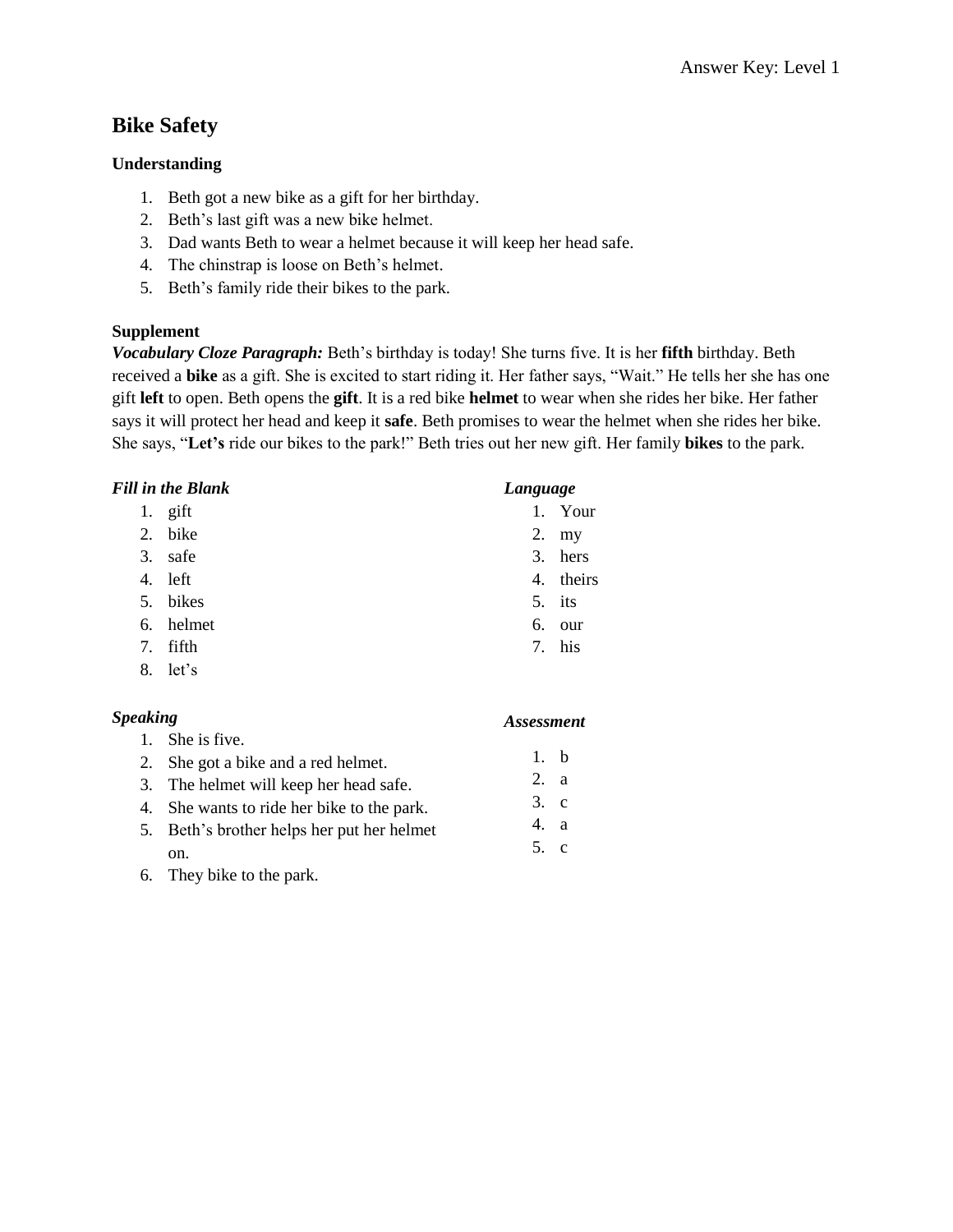# Bike Safety

### Understanding

1. Beth got a new bike as a gift for her birthday.
2. Beth's last gift was a new bike helmet.
3. Dad wants Beth to wear a helmet because it will keep her head safe.
4. The chinstrap is loose on Beth's helmet.
5. Beth's family ride their bikes to the park.

### Supplement

***Vocabulary Cloze Paragraph:*** Beth's birthday is today! She turns five. It is her **fifth** birthday. Beth received a **bike** as a gift. She is excited to start riding it. Her father says, "Wait." He tells her she has one gift **left** to open. Beth opens the **gift**. It is a red bike **helmet** to wear when she rides her bike. Her father says it will protect her head and keep it **safe**. Beth promises to wear the helmet when she rides her bike. She says, "**Let's** ride our bikes to the park!" Beth tries out her new gift. Her family **bikes** to the park.

***Fill in the Blank***

1. gift
2. bike
3. safe
4. left
5. bikes
6. helmet
7. fifth
8. let's

***Language***

1. Your
2. my
3. hers
4. theirs
5. its
6. our
7. his

***Speaking***

1. She is five.
2. She got a bike and a red helmet.
3. The helmet will keep her head safe.
4. She wants to ride her bike to the park.
5. Beth's brother helps her put her helmet on.
6. They bike to the park.

***Assessment***

1. b
2. a
3. c
4. a
5. c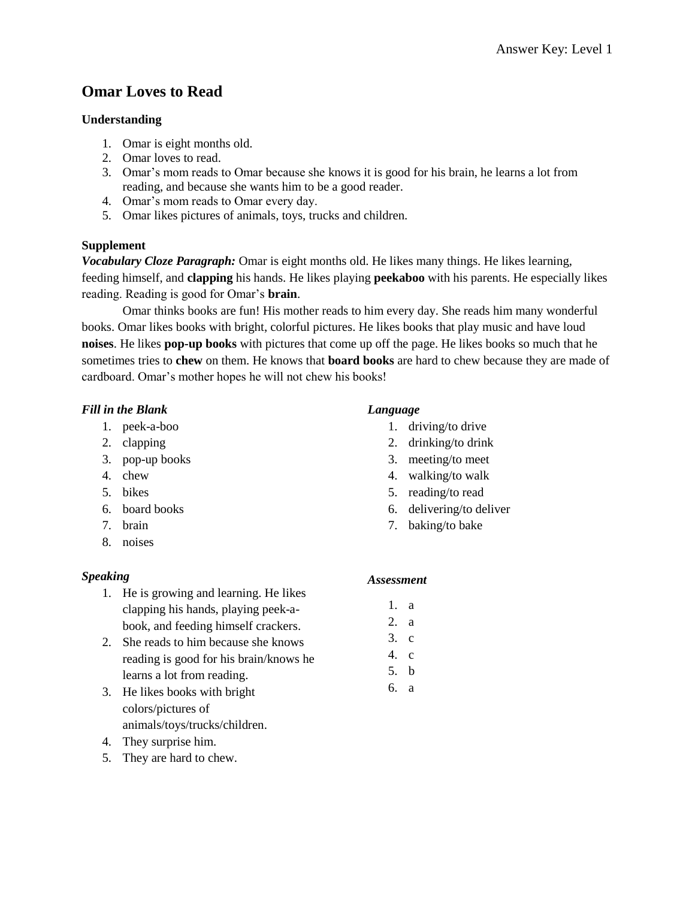# Omar Loves to Read

### Understanding

1. Omar is eight months old.
2. Omar loves to read.
3. Omar's mom reads to Omar because she knows it is good for his brain, he learns a lot from reading, and because she wants him to be a good reader.
4. Omar's mom reads to Omar every day.
5. Omar likes pictures of animals, toys, trucks and children.

### Supplement

***Vocabulary Cloze Paragraph:*** Omar is eight months old. He likes many things. He likes learning, feeding himself, and **clapping** his hands. He likes playing **peekaboo** with his parents. He especially likes reading. Reading is good for Omar's **brain**.

Omar thinks books are fun! His mother reads to him every day. She reads him many wonderful books. Omar likes books with bright, colorful pictures. He likes books that play music and have loud **noises**. He likes **pop-up books** with pictures that come up off the page. He likes books so much that he sometimes tries to **chew** on them. He knows that **board books** are hard to chew because they are made of cardboard. Omar's mother hopes he will not chew his books!

#### *Fill in the Blank*

1. peek-a-boo
2. clapping
3. pop-up books
4. chew
5. bikes
6. board books
7. brain
8. noises

#### *Speaking*

1. He is growing and learning. He likes clapping his hands, playing peek-a-book, and feeding himself crackers.
2. She reads to him because she knows reading is good for his brain/knows he learns a lot from reading.
3. He likes books with bright colors/pictures of animals/toys/trucks/children.
4. They surprise him.
5. They are hard to chew.

#### *Language*

1. driving/to drive
2. drinking/to drink
3. meeting/to meet
4. walking/to walk
5. reading/to read
6. delivering/to deliver
7. baking/to bake

#### *Assessment*

1. a
2. a
3. c
4. c
5. b
6. a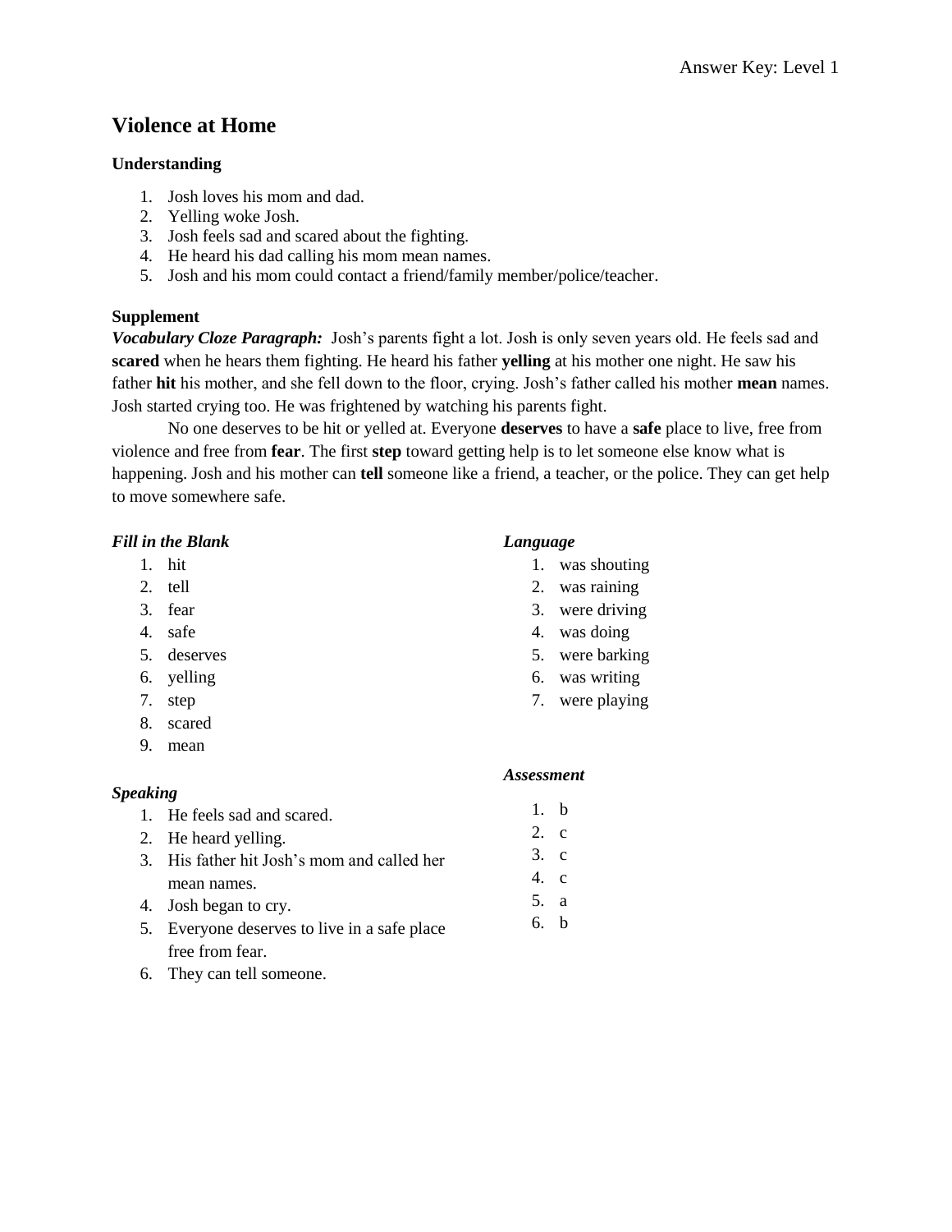# Violence at Home

### Understanding

1. Josh loves his mom and dad.
2. Yelling woke Josh.
3. Josh feels sad and scared about the fighting.
4. He heard his dad calling his mom mean names.
5. Josh and his mom could contact a friend/family member/police/teacher.

### Supplement

***Vocabulary Cloze Paragraph:*** Josh's parents fight a lot. Josh is only seven years old. He feels sad and **scared** when he hears them fighting. He heard his father **yelling** at his mother one night. He saw his father **hit** his mother, and she fell down to the floor, crying. Josh's father called his mother **mean** names. Josh started crying too. He was frightened by watching his parents fight.

No one deserves to be hit or yelled at. Everyone **deserves** to have a **safe** place to live, free from violence and free from **fear**. The first **step** toward getting help is to let someone else know what is happening. Josh and his mother can **tell** someone like a friend, a teacher, or the police. They can get help to move somewhere safe.

***Fill in the Blank***

1. hit
2. tell
3. fear
4. safe
5. deserves
6. yelling
7. step
8. scared
9. mean

***Speaking***

1. He feels sad and scared.
2. He heard yelling.
3. His father hit Josh's mom and called her mean names.
4. Josh began to cry.
5. Everyone deserves to live in a safe place free from fear.
6. They can tell someone.

***Language***

1. was shouting
2. was raining
3. were driving
4. was doing
5. were barking
6. was writing
7. were playing

***Assessment***

1. b
2. c
3. c
4. c
5. a
6. b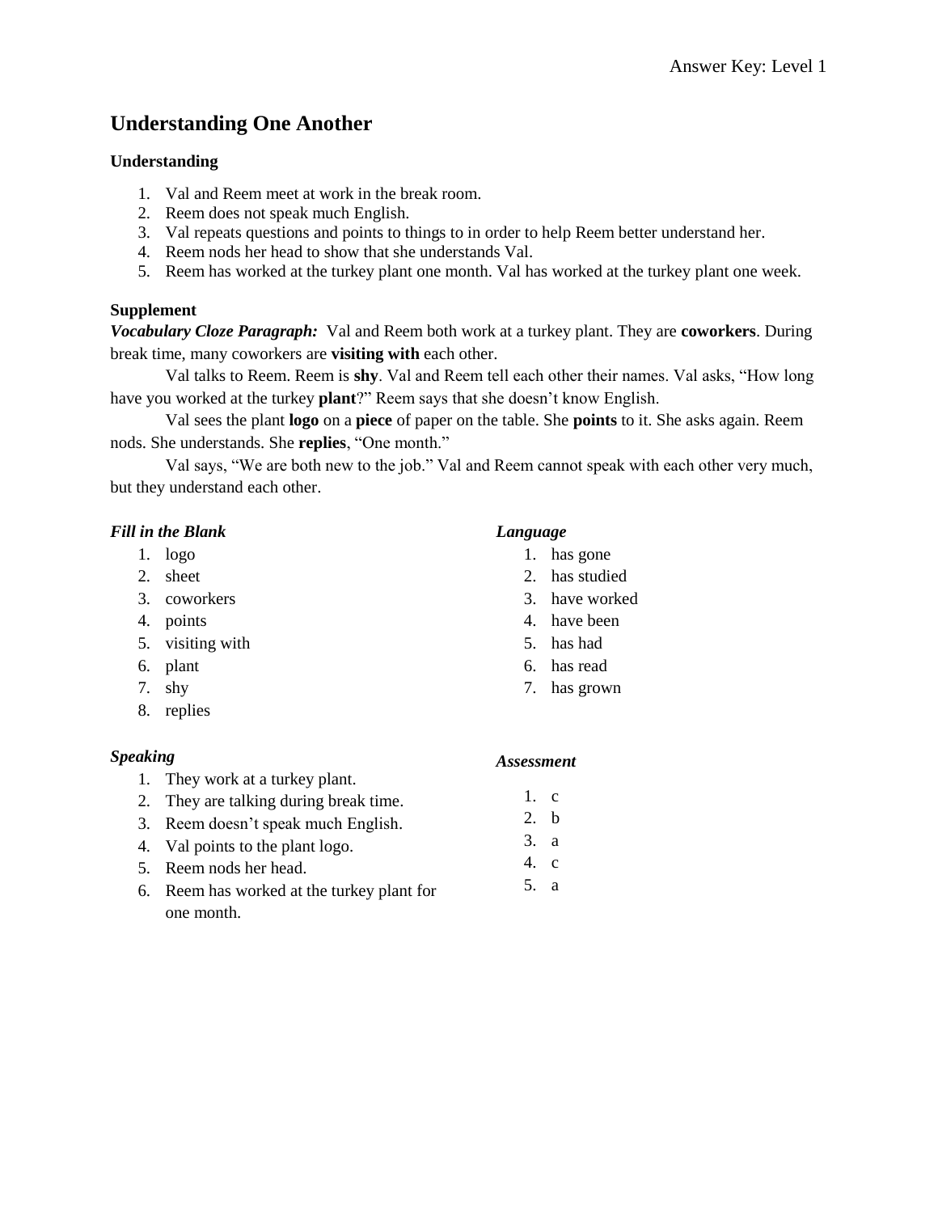# Understanding One Another

### Understanding

1. Val and Reem meet at work in the break room.
2. Reem does not speak much English.
3. Val repeats questions and points to things to in order to help Reem better understand her.
4. Reem nods her head to show that she understands Val.
5. Reem has worked at the turkey plant one month. Val has worked at the turkey plant one week.

### Supplement

***Vocabulary Cloze Paragraph:*** Val and Reem both work at a turkey plant. They are **coworkers**. During break time, many coworkers are **visiting with** each other.

Val talks to Reem. Reem is **shy**. Val and Reem tell each other their names. Val asks, "How long have you worked at the turkey **plant**?" Reem says that she doesn't know English.

Val sees the plant **logo** on a **piece** of paper on the table. She **points** to it. She asks again. Reem nods. She understands. She **replies**, "One month."

Val says, "We are both new to the job." Val and Reem cannot speak with each other very much, but they understand each other.

***Fill in the Blank***

1. logo
2. sheet
3. coworkers
4. points
5. visiting with
6. plant
7. shy
8. replies

***Language***

1. has gone
2. has studied
3. have worked
4. have been
5. has had
6. has read
7. has grown

***Speaking***

1. They work at a turkey plant.
2. They are talking during break time.
3. Reem doesn't speak much English.
4. Val points to the plant logo.
5. Reem nods her head.
6. Reem has worked at the turkey plant for one month.

***Assessment***

1. c
2. b
3. a
4. c
5. a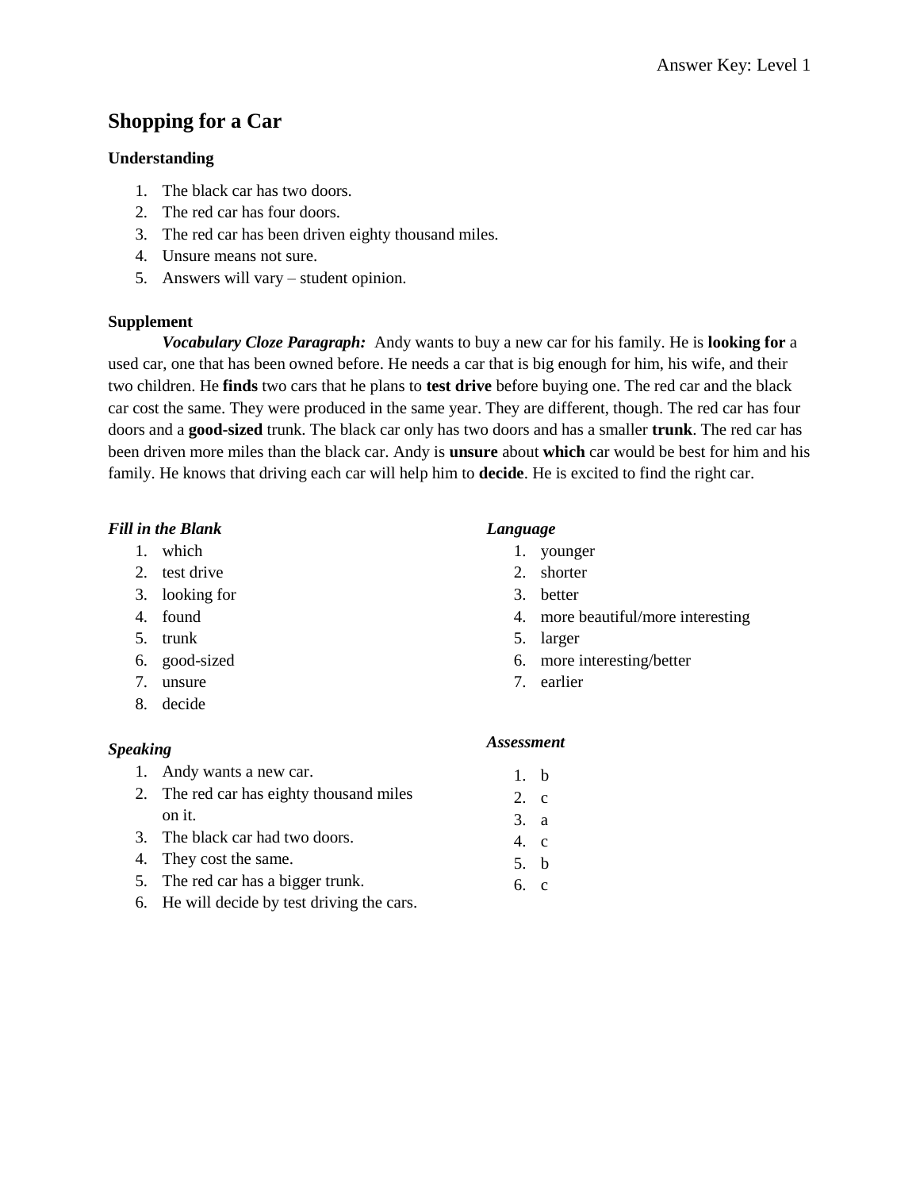## Shopping for a Car

**Understanding**

1. The black car has two doors.
2. The red car has four doors.
3. The red car has been driven eighty thousand miles.
4. Unsure means not sure.
5. Answers will vary – student opinion.

**Supplement**

***Vocabulary Cloze Paragraph:*** Andy wants to buy a new car for his family. He is **looking for** a used car, one that has been owned before. He needs a car that is big enough for him, his wife, and their two children. He **finds** two cars that he plans to **test drive** before buying one. The red car and the black car cost the same. They were produced in the same year. They are different, though. The red car has four doors and a **good-sized** trunk. The black car only has two doors and has a smaller **trunk**. The red car has been driven more miles than the black car. Andy is **unsure** about **which** car would be best for him and his family. He knows that driving each car will help him to **decide**. He is excited to find the right car.

***Fill in the Blank***

1. which
2. test drive
3. looking for
4. found
5. trunk
6. good-sized
7. unsure
8. decide

***Speaking***

1. Andy wants a new car.
2. The red car has eighty thousand miles on it.
3. The black car had two doors.
4. They cost the same.
5. The red car has a bigger trunk.
6. He will decide by test driving the cars.

***Language***

1. younger
2. shorter
3. better
4. more beautiful/more interesting
5. larger
6. more interesting/better
7. earlier

***Assessment***

1. b
2. c
3. a
4. c
5. b
6. c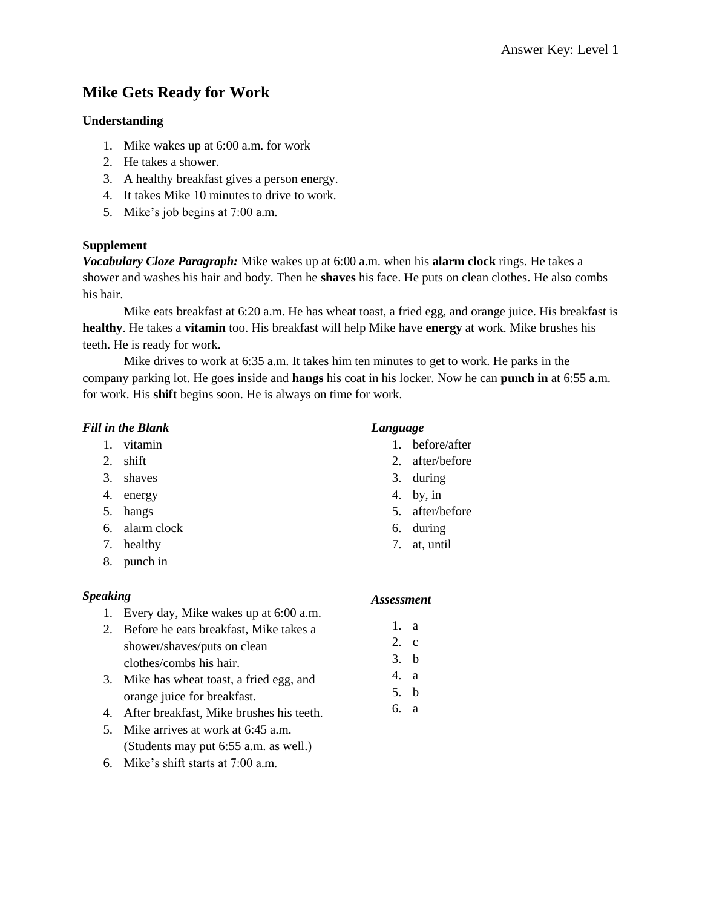# Mike Gets Ready for Work

**Understanding**

1. Mike wakes up at 6:00 a.m. for work
2. He takes a shower.
3. A healthy breakfast gives a person energy.
4. It takes Mike 10 minutes to drive to work.
5. Mike's job begins at 7:00 a.m.

**Supplement**

***Vocabulary Cloze Paragraph:*** Mike wakes up at 6:00 a.m. when his **alarm clock** rings. He takes a shower and washes his hair and body. Then he **shaves** his face. He puts on clean clothes. He also combs his hair.

Mike eats breakfast at 6:20 a.m. He has wheat toast, a fried egg, and orange juice. His breakfast is **healthy**. He takes a **vitamin** too. His breakfast will help Mike have **energy** at work. Mike brushes his teeth. He is ready for work.

Mike drives to work at 6:35 a.m. It takes him ten minutes to get to work. He parks in the company parking lot. He goes inside and **hangs** his coat in his locker. Now he can **punch in** at 6:55 a.m. for work. His **shift** begins soon. He is always on time for work.

***Fill in the Blank***

1. vitamin
2. shift
3. shaves
4. energy
5. hangs
6. alarm clock
7. healthy
8. punch in

***Language***

1. before/after
2. after/before
3. during
4. by, in
5. after/before
6. during
7. at, until

***Speaking***

1. Every day, Mike wakes up at 6:00 a.m.
2. Before he eats breakfast, Mike takes a shower/shaves/puts on clean clothes/combs his hair.
3. Mike has wheat toast, a fried egg, and orange juice for breakfast.
4. After breakfast, Mike brushes his teeth.
5. Mike arrives at work at 6:45 a.m. (Students may put 6:55 a.m. as well.)
6. Mike's shift starts at 7:00 a.m.

***Assessment***

1. a
2. c
3. b
4. a
5. b
6. a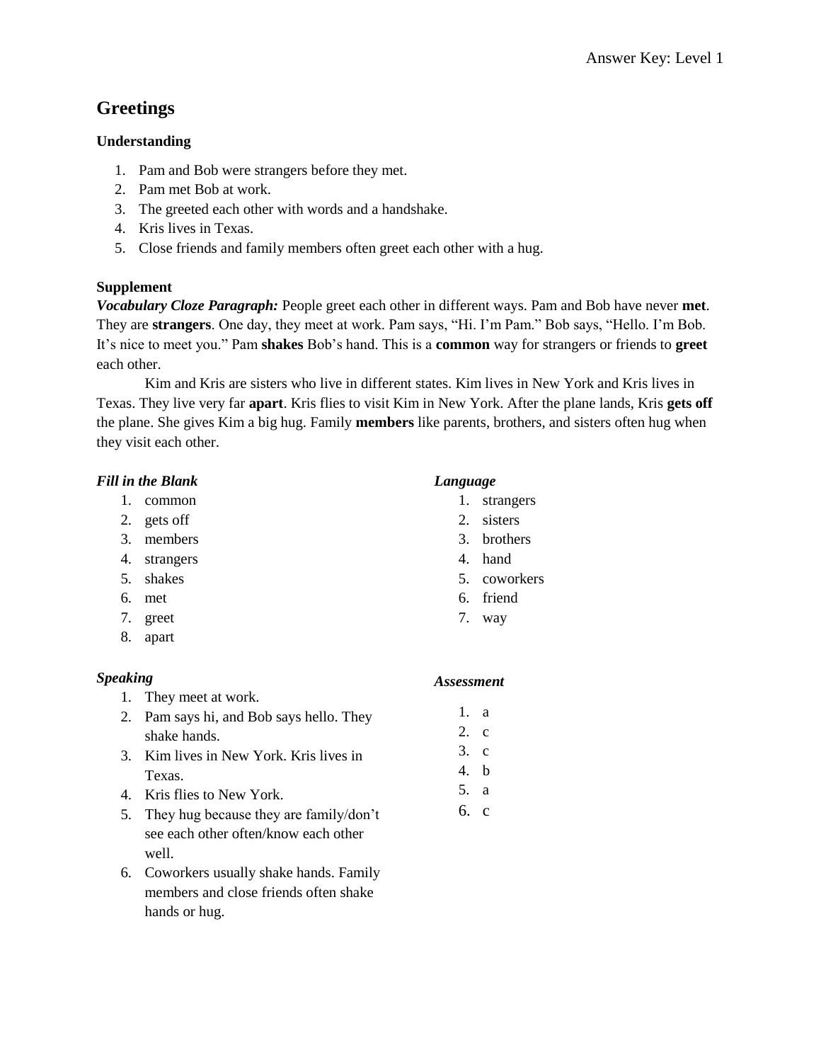# Greetings

### Understanding

1. Pam and Bob were strangers before they met.
2. Pam met Bob at work.
3. The greeted each other with words and a handshake.
4. Kris lives in Texas.
5. Close friends and family members often greet each other with a hug.

### Supplement

***Vocabulary Cloze Paragraph:*** People greet each other in different ways. Pam and Bob have never **met**. They are **strangers**. One day, they meet at work. Pam says, “Hi. I’m Pam.” Bob says, “Hello. I’m Bob. It’s nice to meet you.” Pam **shakes** Bob’s hand. This is a **common** way for strangers or friends to **greet** each other.

Kim and Kris are sisters who live in different states. Kim lives in New York and Kris lives in Texas. They live very far **apart**. Kris flies to visit Kim in New York. After the plane lands, Kris **gets off** the plane. She gives Kim a big hug. Family **members** like parents, brothers, and sisters often hug when they visit each other.

***Fill in the Blank***

1. common
2. gets off
3. members
4. strangers
5. shakes
6. met
7. greet
8. apart

***Speaking***

1. They meet at work.
2. Pam says hi, and Bob says hello. They shake hands.
3. Kim lives in New York. Kris lives in Texas.
4. Kris flies to New York.
5. They hug because they are family/don’t see each other often/know each other well.
6. Coworkers usually shake hands. Family members and close friends often shake hands or hug.

***Language***

1. strangers
2. sisters
3. brothers
4. hand
5. coworkers
6. friend
7. way

***Assessment***

1. a
2. c
3. c
4. b
5. a
6. c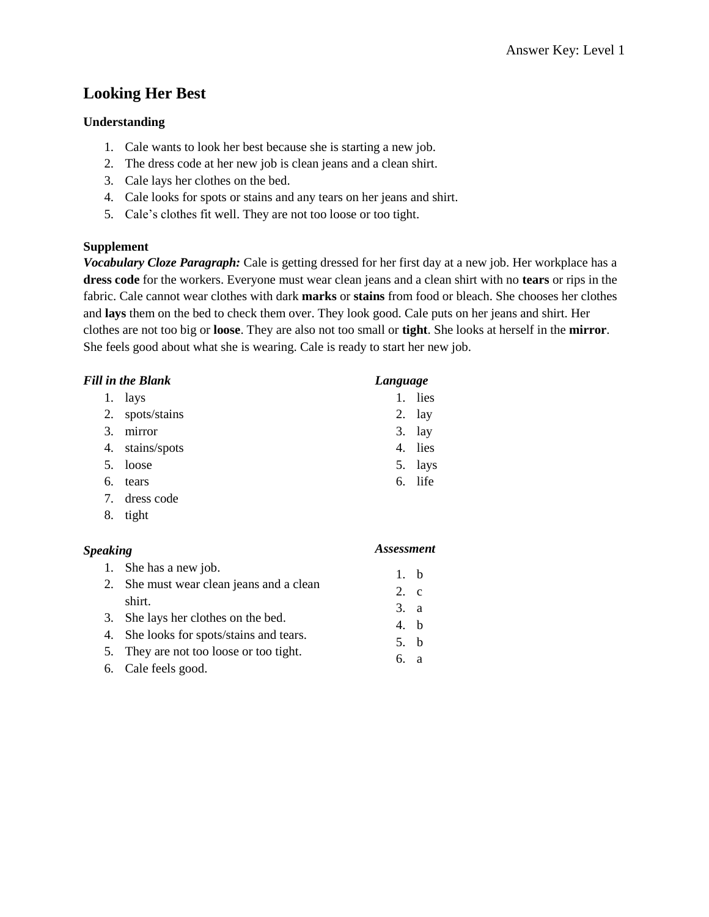# Looking Her Best

### Understanding

1. Cale wants to look her best because she is starting a new job.
2. The dress code at her new job is clean jeans and a clean shirt.
3. Cale lays her clothes on the bed.
4. Cale looks for spots or stains and any tears on her jeans and shirt.
5. Cale's clothes fit well. They are not too loose or too tight.

### Supplement

***Vocabulary Cloze Paragraph:*** Cale is getting dressed for her first day at a new job. Her workplace has a **dress code** for the workers. Everyone must wear clean jeans and a clean shirt with no **tears** or rips in the fabric. Cale cannot wear clothes with dark **marks** or **stains** from food or bleach. She chooses her clothes and **lays** them on the bed to check them over. They look good. Cale puts on her jeans and shirt. Her clothes are not too big or **loose**. They are also not too small or **tight**. She looks at herself in the **mirror**. She feels good about what she is wearing. Cale is ready to start her new job.

***Fill in the Blank***

1. lays
2. spots/stains
3. mirror
4. stains/spots
5. loose
6. tears
7. dress code
8. tight

***Language***

1. lies
2. lay
3. lay
4. lies
5. lays
6. life

***Speaking***

1. She has a new job.
2. She must wear clean jeans and a clean shirt.
3. She lays her clothes on the bed.
4. She looks for spots/stains and tears.
5. They are not too loose or too tight.
6. Cale feels good.

***Assessment***

1. b
2. c
3. a
4. b
5. b
6. a